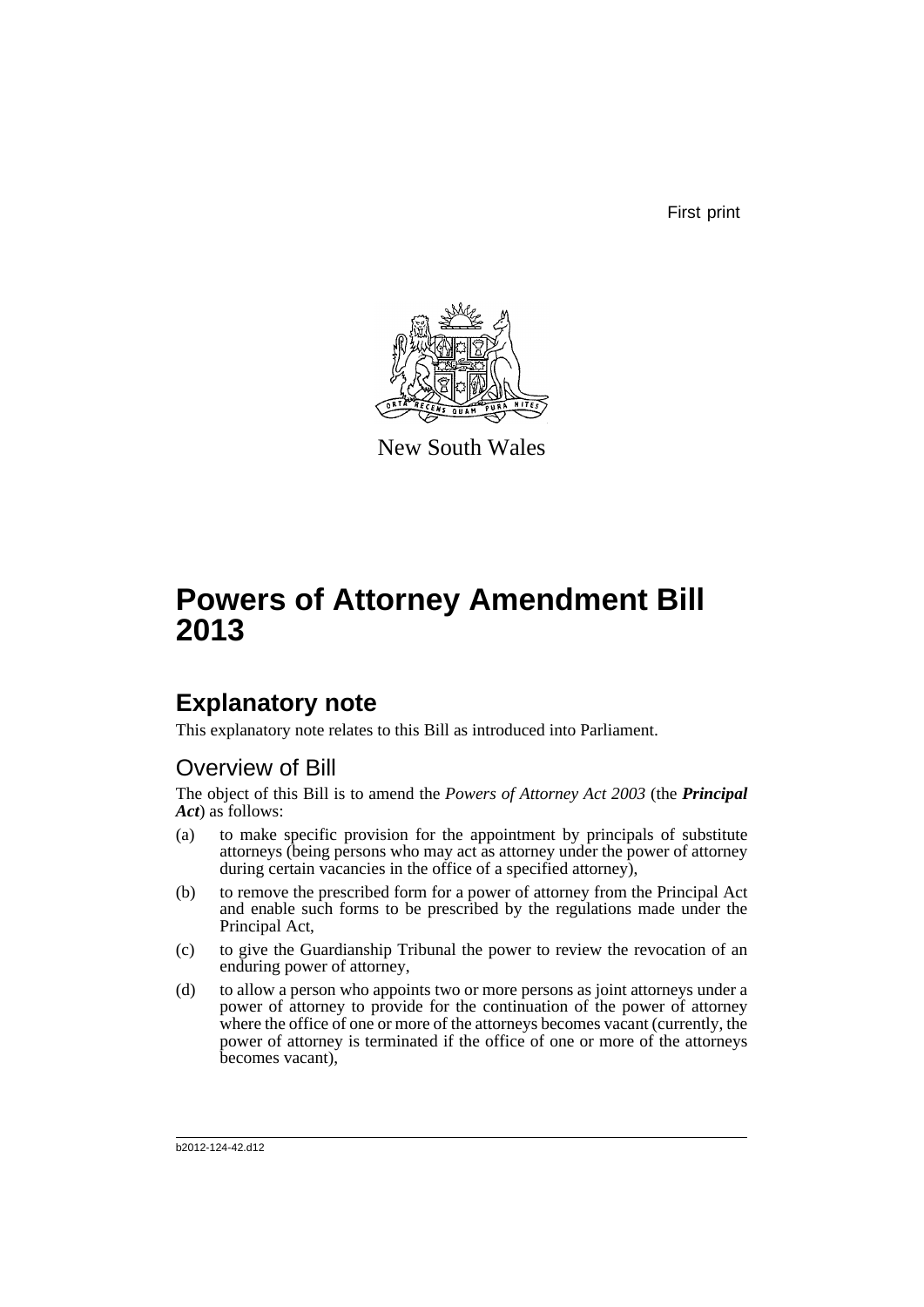First print

New South Wales

# Powers of Attorney Amendment Bill 2013

## Explanatory note

This explanatory note relates to this Bill as introduced into Parliament.

### Overview of Bill

The object of this Bill is to amend the *Powers of Attorney Act 2003* (the ***Principal Act***) as follows:

(a) to make specific provision for the appointment by principals of substitute attorneys (being persons who may act as attorney under the power of attorney during certain vacancies in the office of a specified attorney),

(b) to remove the prescribed form for a power of attorney from the Principal Act and enable such forms to be prescribed by the regulations made under the Principal Act,

(c) to give the Guardianship Tribunal the power to review the revocation of an enduring power of attorney,

(d) to allow a person who appoints two or more persons as joint attorneys under a power of attorney to provide for the continuation of the power of attorney where the office of one or more of the attorneys becomes vacant (currently, the power of attorney is terminated if the office of one or more of the attorneys becomes vacant),

b2012-124-42.d12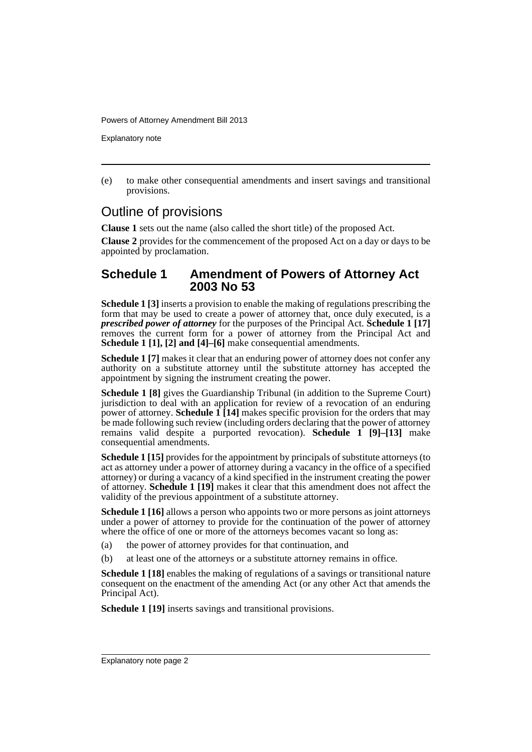(e) to make other consequential amendments and insert savings and transitional provisions.

## Outline of provisions

**Clause 1** sets out the name (also called the short title) of the proposed Act.

**Clause 2** provides for the commencement of the proposed Act on a day or days to be appointed by proclamation.

## Schedule 1 Amendment of Powers of Attorney Act 2003 No 53

**Schedule 1 [3]** inserts a provision to enable the making of regulations prescribing the form that may be used to create a power of attorney that, once duly executed, is a ***prescribed power of attorney*** for the purposes of the Principal Act. **Schedule 1 [17]** removes the current form for a power of attorney from the Principal Act and **Schedule 1 [1], [2] and [4]–[6]** make consequential amendments.

**Schedule 1 [7]** makes it clear that an enduring power of attorney does not confer any authority on a substitute attorney until the substitute attorney has accepted the appointment by signing the instrument creating the power.

**Schedule 1 [8]** gives the Guardianship Tribunal (in addition to the Supreme Court) jurisdiction to deal with an application for review of a revocation of an enduring power of attorney. **Schedule 1 [14]** makes specific provision for the orders that may be made following such review (including orders declaring that the power of attorney remains valid despite a purported revocation). **Schedule 1 [9]–[13]** make consequential amendments.

**Schedule 1 [15]** provides for the appointment by principals of substitute attorneys (to act as attorney under a power of attorney during a vacancy in the office of a specified attorney) or during a vacancy of a kind specified in the instrument creating the power of attorney. **Schedule 1 [19]** makes it clear that this amendment does not affect the validity of the previous appointment of a substitute attorney.

**Schedule 1 [16]** allows a person who appoints two or more persons as joint attorneys under a power of attorney to provide for the continuation of the power of attorney where the office of one or more of the attorneys becomes vacant so long as:

(a) the power of attorney provides for that continuation, and

(b) at least one of the attorneys or a substitute attorney remains in office.

**Schedule 1 [18]** enables the making of regulations of a savings or transitional nature consequent on the enactment of the amending Act (or any other Act that amends the Principal Act).

**Schedule 1 [19]** inserts savings and transitional provisions.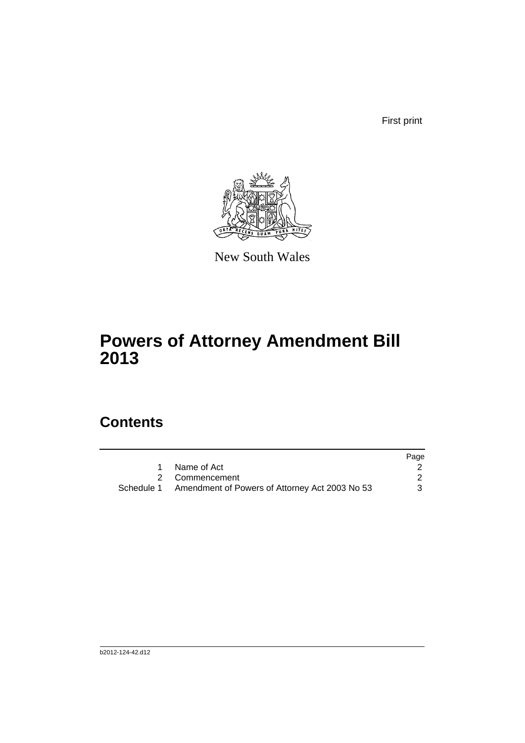First print

New South Wales

# Powers of Attorney Amendment Bill 2013

## Contents

| | | Page |
|---|---|---|
| 1 | Name of Act | 2 |
| 2 | Commencement | 2 |
| Schedule 1 | Amendment of Powers of Attorney Act 2003 No 53 | 3 |

b2012-124-42.d12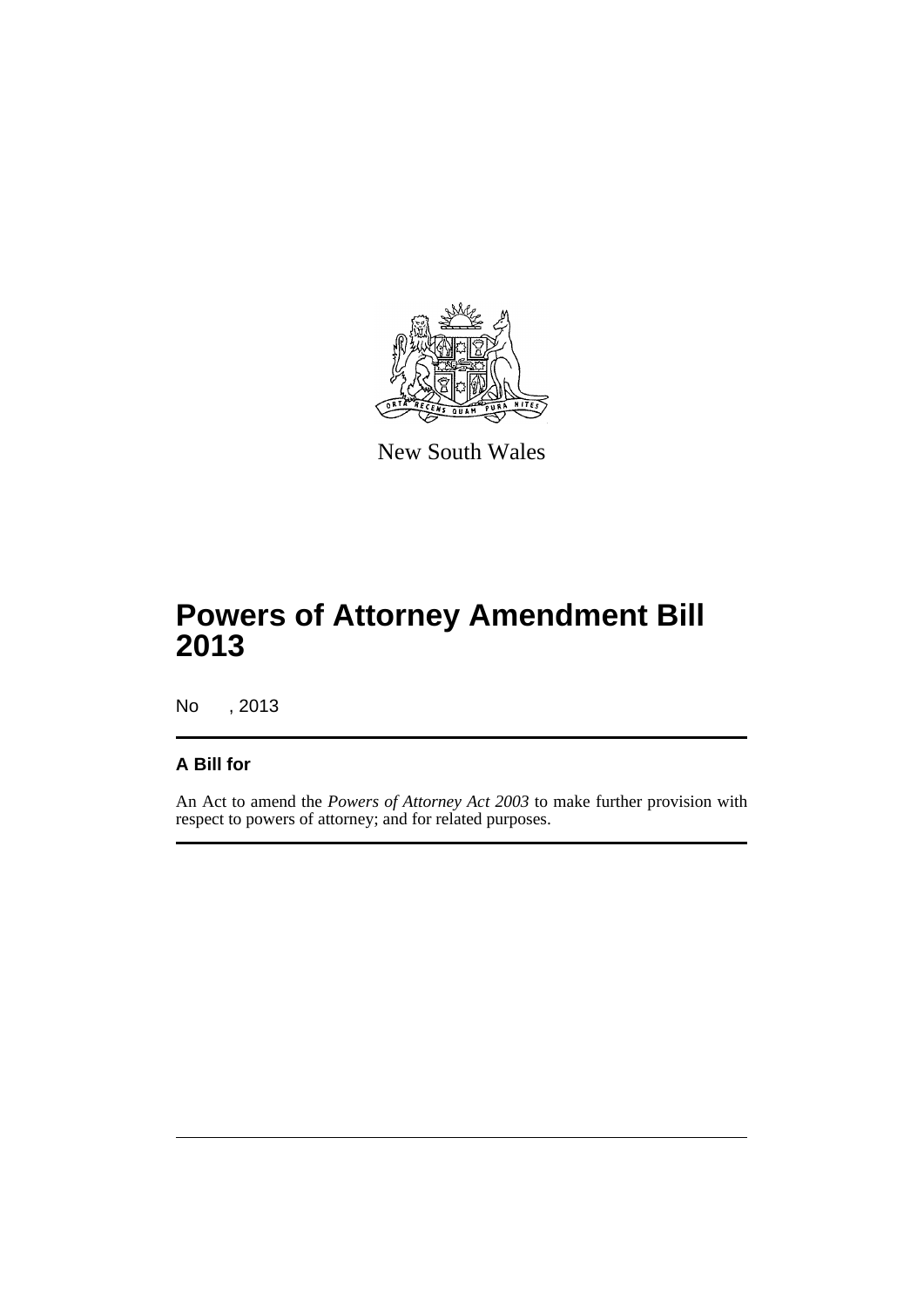New South Wales

# Powers of Attorney Amendment Bill 2013

No , 2013

## A Bill for

An Act to amend the *Powers of Attorney Act 2003* to make further provision with respect to powers of attorney; and for related purposes.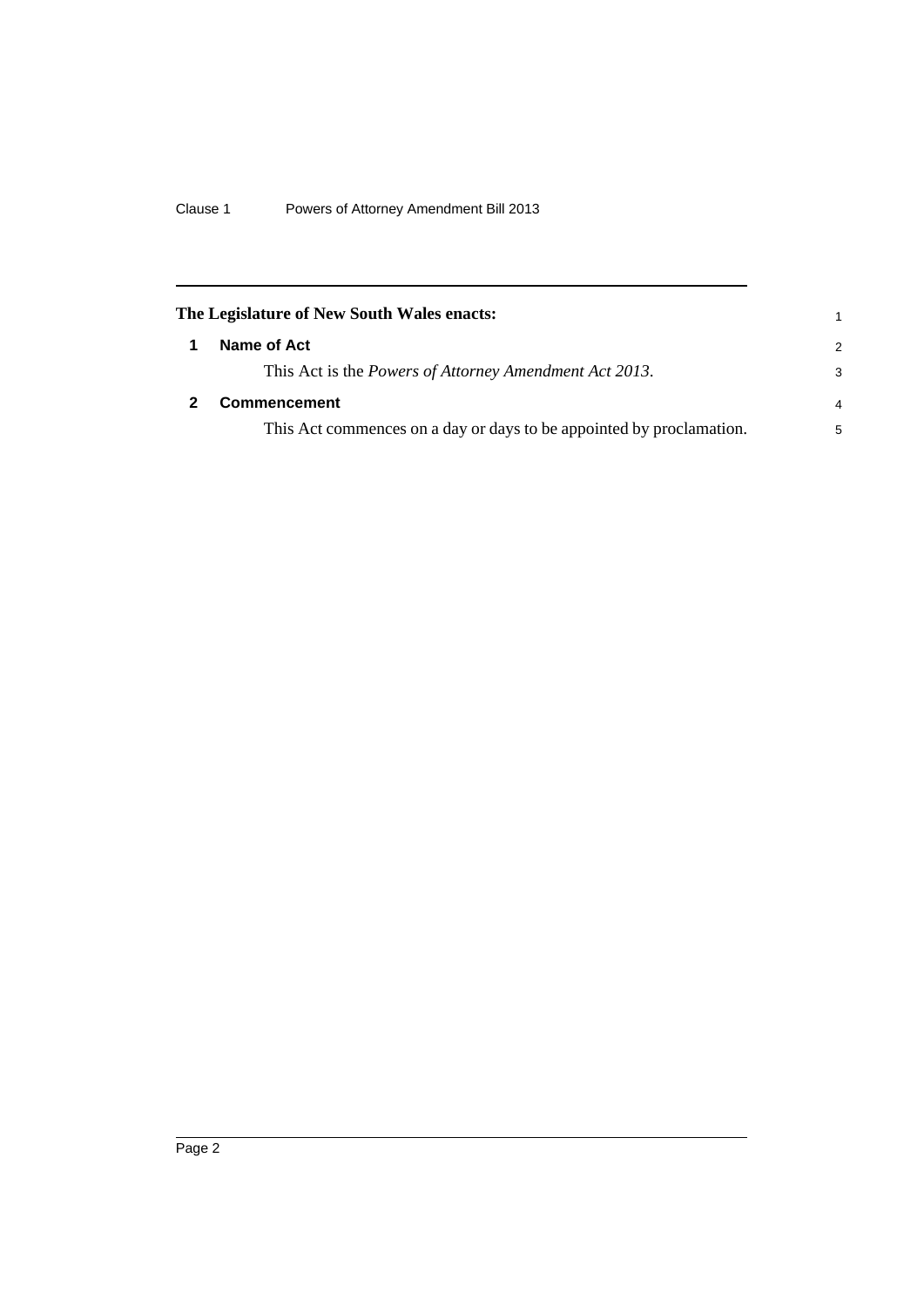**The Legislature of New South Wales enacts:**

## 1 Name of Act

This Act is the *Powers of Attorney Amendment Act 2013*.

## 2 Commencement

This Act commences on a day or days to be appointed by proclamation.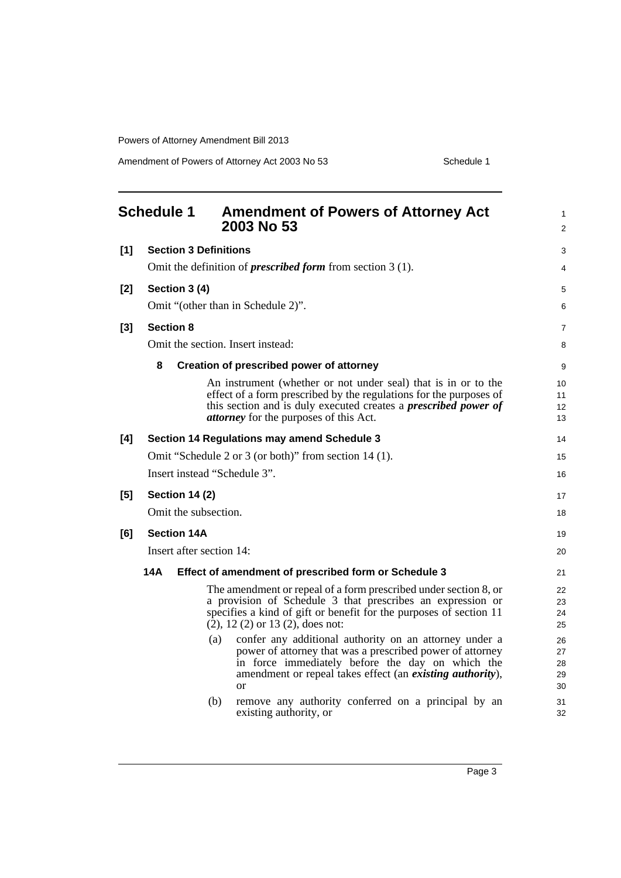## Schedule 1 Amendment of Powers of Attorney Act 2003 No 53

**[1] Section 3 Definitions**

Omit the definition of ***prescribed form*** from section 3 (1).

**[2] Section 3 (4)**

Omit "(other than in Schedule 2)".

**[3] Section 8**

Omit the section. Insert instead:

**8 Creation of prescribed power of attorney**

An instrument (whether or not under seal) that is in or to the effect of a form prescribed by the regulations for the purposes of this section and is duly executed creates a ***prescribed power of attorney*** for the purposes of this Act.

**[4] Section 14 Regulations may amend Schedule 3**

Omit "Schedule 2 or 3 (or both)" from section 14 (1).

Insert instead "Schedule 3".

**[5] Section 14 (2)**

Omit the subsection.

**[6] Section 14A**

Insert after section 14:

**14A Effect of amendment of prescribed form or Schedule 3**

The amendment or repeal of a form prescribed under section 8, or a provision of Schedule 3 that prescribes an expression or specifies a kind of gift or benefit for the purposes of section 11 (2), 12 (2) or 13 (2), does not:

(a) confer any additional authority on an attorney under a power of attorney that was a prescribed power of attorney in force immediately before the day on which the amendment or repeal takes effect (an ***existing authority***), or

(b) remove any authority conferred on a principal by an existing authority, or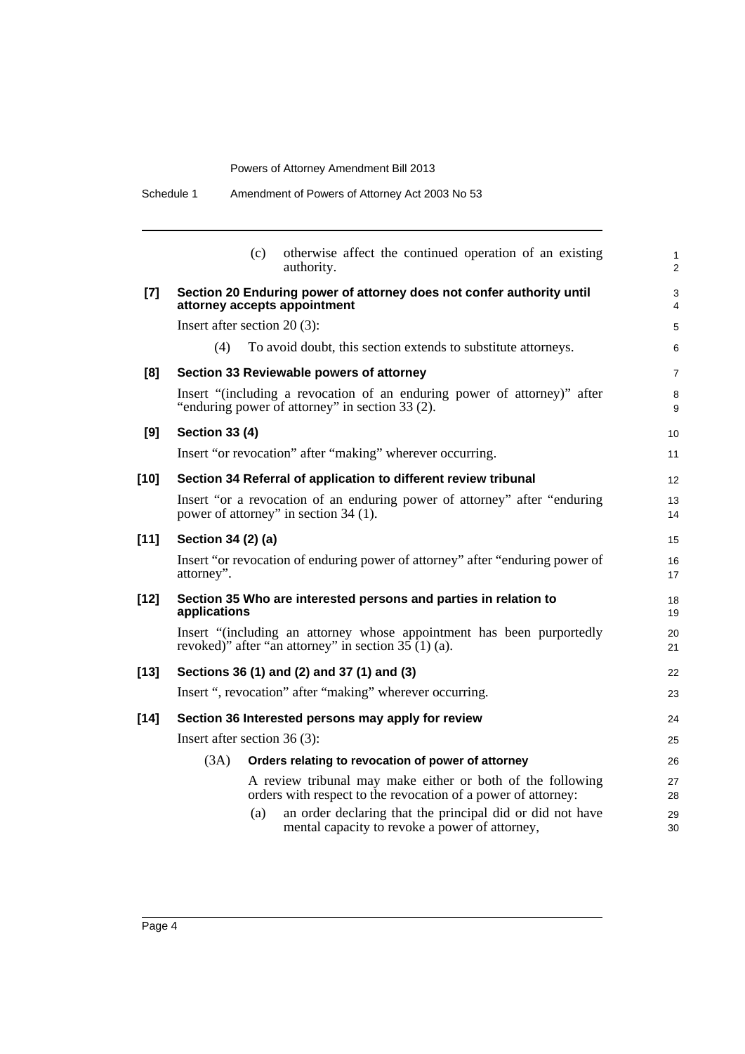(c) otherwise affect the continued operation of an existing authority.

**[7] Section 20 Enduring power of attorney does not confer authority until attorney accepts appointment**

Insert after section 20 (3):

(4) To avoid doubt, this section extends to substitute attorneys.

**[8] Section 33 Reviewable powers of attorney**

Insert "(including a revocation of an enduring power of attorney)" after "enduring power of attorney" in section 33 (2).

**[9] Section 33 (4)**

Insert "or revocation" after "making" wherever occurring.

**[10] Section 34 Referral of application to different review tribunal**

Insert "or a revocation of an enduring power of attorney" after "enduring power of attorney" in section 34 (1).

**[11] Section 34 (2) (a)**

Insert "or revocation of enduring power of attorney" after "enduring power of attorney".

**[12] Section 35 Who are interested persons and parties in relation to applications**

Insert "(including an attorney whose appointment has been purportedly revoked)" after "an attorney" in section 35 (1) (a).

**[13] Sections 36 (1) and (2) and 37 (1) and (3)**

Insert ", revocation" after "making" wherever occurring.

**[14] Section 36 Interested persons may apply for review**

Insert after section 36 (3):

(3A) **Orders relating to revocation of power of attorney**

A review tribunal may make either or both of the following orders with respect to the revocation of a power of attorney:

(a) an order declaring that the principal did or did not have mental capacity to revoke a power of attorney,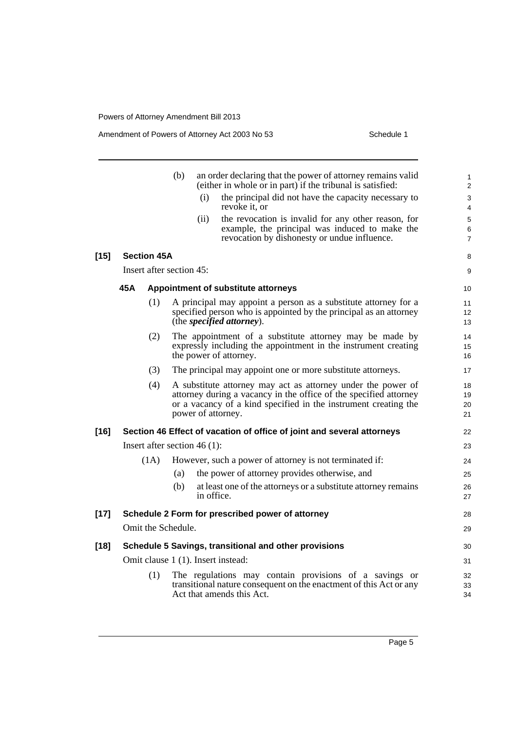(b) an order declaring that the power of attorney remains valid (either in whole or in part) if the tribunal is satisfied:

(i) the principal did not have the capacity necessary to revoke it, or

(ii) the revocation is invalid for any other reason, for example, the principal was induced to make the revocation by dishonesty or undue influence.

**[15] Section 45A**

Insert after section 45:

**45A Appointment of substitute attorneys**

(1) A principal may appoint a person as a substitute attorney for a specified person who is appointed by the principal as an attorney (the ***specified attorney***).

(2) The appointment of a substitute attorney may be made by expressly including the appointment in the instrument creating the power of attorney.

(3) The principal may appoint one or more substitute attorneys.

(4) A substitute attorney may act as attorney under the power of attorney during a vacancy in the office of the specified attorney or a vacancy of a kind specified in the instrument creating the power of attorney.

**[16] Section 46 Effect of vacation of office of joint and several attorneys**

Insert after section 46 (1):

(1A) However, such a power of attorney is not terminated if:

(a) the power of attorney provides otherwise, and

(b) at least one of the attorneys or a substitute attorney remains in office.

**[17] Schedule 2 Form for prescribed power of attorney**

Omit the Schedule.

**[18] Schedule 5 Savings, transitional and other provisions**

Omit clause 1 (1). Insert instead:

(1) The regulations may contain provisions of a savings or transitional nature consequent on the enactment of this Act or any Act that amends this Act.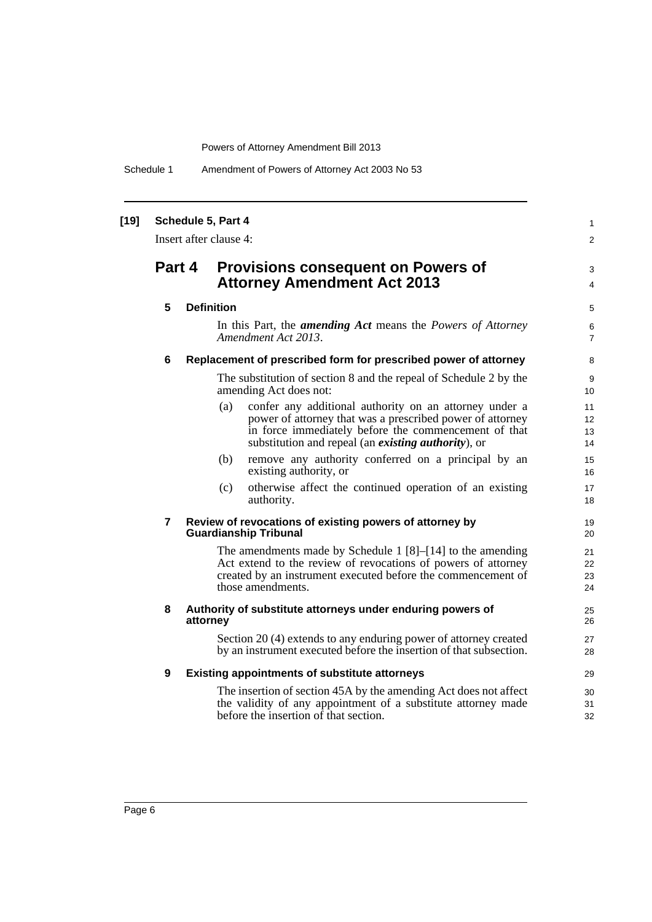**[19] Schedule 5, Part 4**

Insert after clause 4:

## Part 4 Provisions consequent on Powers of Attorney Amendment Act 2013

### 5 Definition

In this Part, the ***amending Act*** means the *Powers of Attorney Amendment Act 2013*.

### 6 Replacement of prescribed form for prescribed power of attorney

The substitution of section 8 and the repeal of Schedule 2 by the amending Act does not:

(a) confer any additional authority on an attorney under a power of attorney that was a prescribed power of attorney in force immediately before the commencement of that substitution and repeal (an ***existing authority***), or

(b) remove any authority conferred on a principal by an existing authority, or

(c) otherwise affect the continued operation of an existing authority.

### 7 Review of revocations of existing powers of attorney by Guardianship Tribunal

The amendments made by Schedule 1 [8]–[14] to the amending Act extend to the review of revocations of powers of attorney created by an instrument executed before the commencement of those amendments.

### 8 Authority of substitute attorneys under enduring powers of attorney

Section 20 (4) extends to any enduring power of attorney created by an instrument executed before the insertion of that subsection.

### 9 Existing appointments of substitute attorneys

The insertion of section 45A by the amending Act does not affect the validity of any appointment of a substitute attorney made before the insertion of that section.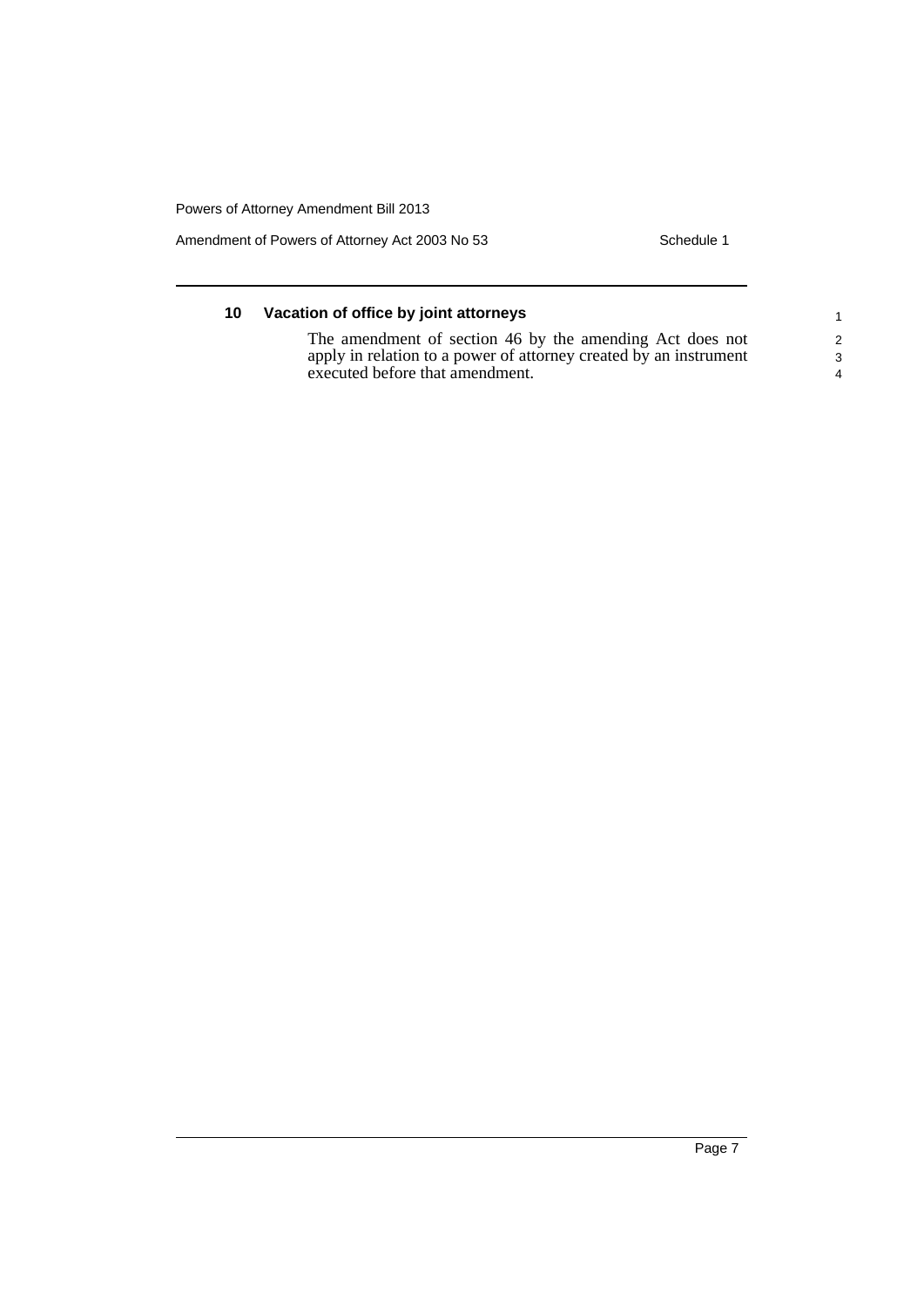### 10 Vacation of office by joint attorneys

The amendment of section 46 by the amending Act does not apply in relation to a power of attorney created by an instrument executed before that amendment.